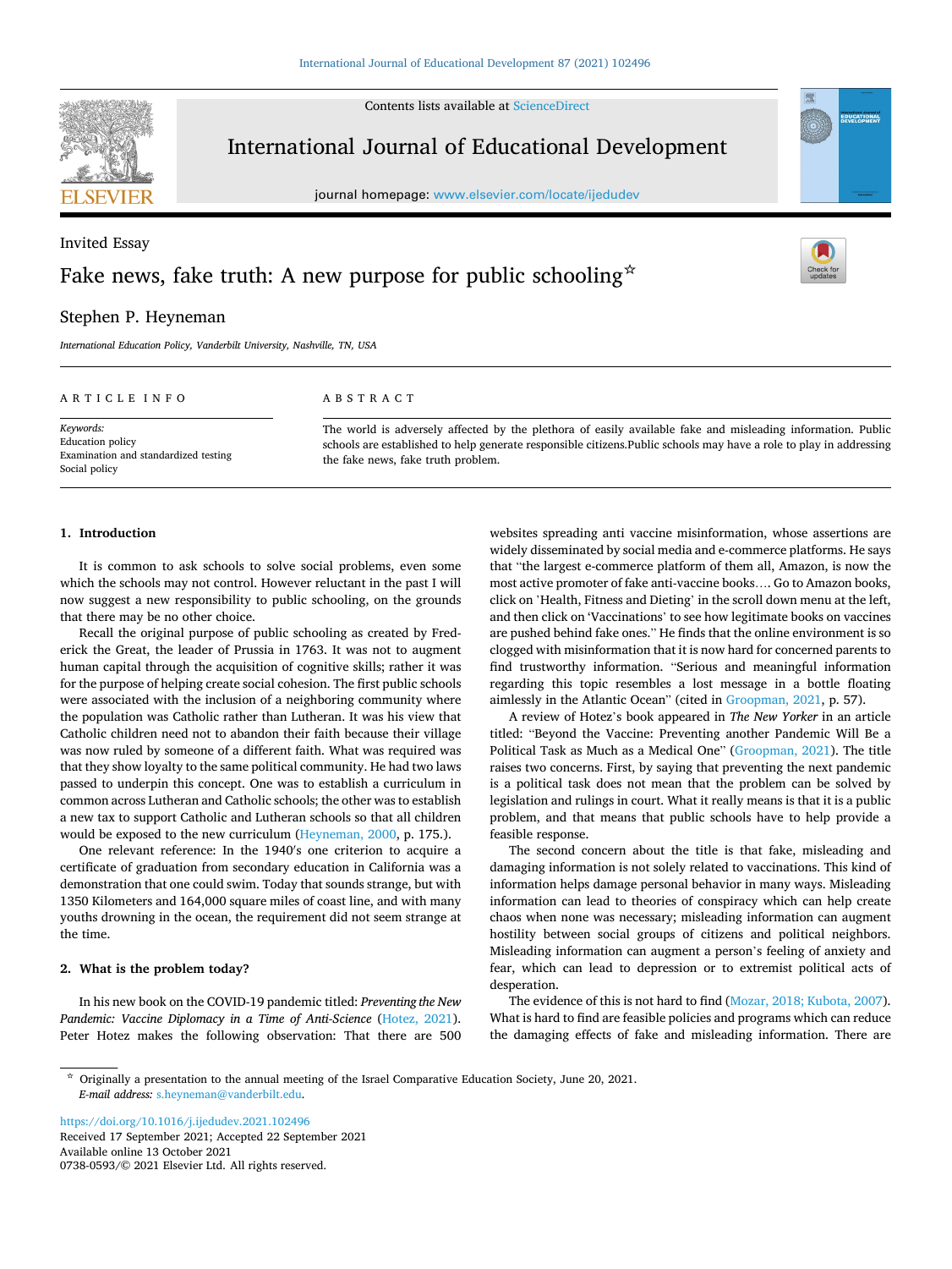Invited Essay

# Fake news, fake truth: A new purpose for public schooling[☆]

Stephen P. Heyneman

*International Education Policy, Vanderbilt University, Nashville, TN, USA*

## ARTICLE INFO

*Keywords:*
Education policy
Examination and standardized testing
Social policy

## ABSTRACT

The world is adversely affected by the plethora of easily available fake and misleading information. Public schools are established to help generate responsible citizens.Public schools may have a role to play in addressing the fake news, fake truth problem.

## 1. Introduction

It is common to ask schools to solve social problems, even some which the schools may not control. However reluctant in the past I will now suggest a new responsibility to public schooling, on the grounds that there may be no other choice.

Recall the original purpose of public schooling as created by Frederick the Great, the leader of Prussia in 1763. It was not to augment human capital through the acquisition of cognitive skills; rather it was for the purpose of helping create social cohesion. The first public schools were associated with the inclusion of a neighboring community where the population was Catholic rather than Lutheran. It was his view that Catholic children need not to abandon their faith because their village was now ruled by someone of a different faith. What was required was that they show loyalty to the same political community. He had two laws passed to underpin this concept. One was to establish a curriculum in common across Lutheran and Catholic schools; the other was to establish a new tax to support Catholic and Lutheran schools so that all children would be exposed to the new curriculum (Heyneman, 2000, p. 175.).

One relevant reference: In the 1940′s one criterion to acquire a certificate of graduation from secondary education in California was a demonstration that one could swim. Today that sounds strange, but with 1350 Kilometers and 164,000 square miles of coast line, and with many youths drowning in the ocean, the requirement did not seem strange at the time.

## 2. What is the problem today?

In his new book on the COVID-19 pandemic titled: *Preventing the New Pandemic: Vaccine Diplomacy in a Time of Anti-Science* (Hotez, 2021). Peter Hotez makes the following observation: That there are 500 websites spreading anti vaccine misinformation, whose assertions are widely disseminated by social media and e-commerce platforms. He says that "the largest e-commerce platform of them all, Amazon, is now the most active promoter of fake anti-vaccine books…. Go to Amazon books, click on 'Health, Fitness and Dieting' in the scroll down menu at the left, and then click on 'Vaccinations' to see how legitimate books on vaccines are pushed behind fake ones." He finds that the online environment is so clogged with misinformation that it is now hard for concerned parents to find trustworthy information. "Serious and meaningful information regarding this topic resembles a lost message in a bottle floating aimlessly in the Atlantic Ocean" (cited in Groopman, 2021, p. 57).

A review of Hotez's book appeared in *The New Yorker* in an article titled: "Beyond the Vaccine: Preventing another Pandemic Will Be a Political Task as Much as a Medical One" (Groopman, 2021). The title raises two concerns. First, by saying that preventing the next pandemic is a political task does not mean that the problem can be solved by legislation and rulings in court. What it really means is that it is a public problem, and that means that public schools have to help provide a feasible response.

The second concern about the title is that fake, misleading and damaging information is not solely related to vaccinations. This kind of information helps damage personal behavior in many ways. Misleading information can lead to theories of conspiracy which can help create chaos when none was necessary; misleading information can augment hostility between social groups of citizens and political neighbors. Misleading information can augment a person's feeling of anxiety and fear, which can lead to depression or to extremist political acts of desperation.

The evidence of this is not hard to find (Mozar, 2018; Kubota, 2007). What is hard to find are feasible policies and programs which can reduce the damaging effects of fake and misleading information. There are

[☆] Originally a presentation to the annual meeting of the Israel Comparative Education Society, June 20, 2021.
*E-mail address:* s.heyneman@vanderbilt.edu.

https://doi.org/10.1016/j.ijedudev.2021.102496
Received 17 September 2021; Accepted 22 September 2021
Available online 13 October 2021
0738-0593/© 2021 Elsevier Ltd. All rights reserved.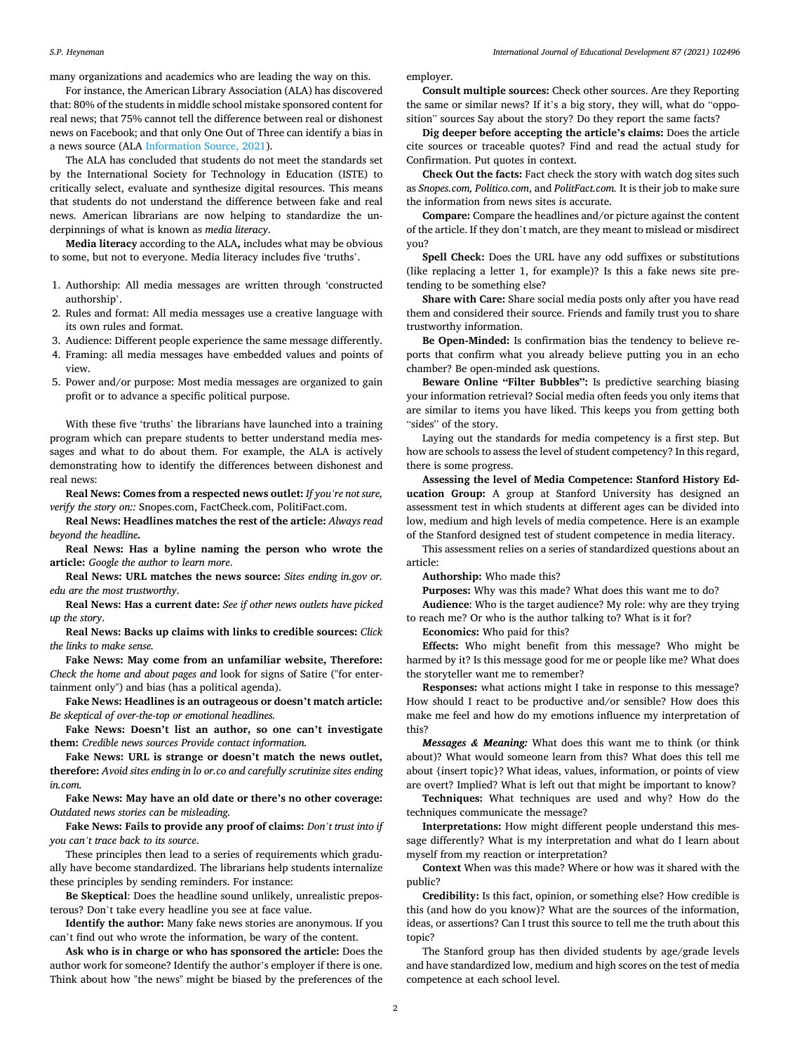many organizations and academics who are leading the way on this.

For instance, the American Library Association (ALA) has discovered that: 80% of the students in middle school mistake sponsored content for real news; that 75% cannot tell the difference between real or dishonest news on Facebook; and that only One Out of Three can identify a bias in a news source (ALA Information Source, 2021).

The ALA has concluded that students do not meet the standards set by the International Society for Technology in Education (ISTE) to critically select, evaluate and synthesize digital resources. This means that students do not understand the difference between fake and real news. American librarians are now helping to standardize the underpinnings of what is known as *media literacy*.

**Media literacy** according to the ALA**,** includes what may be obvious to some, but not to everyone. Media literacy includes five 'truths'.

1. Authorship: All media messages are written through 'constructed authorship'.
2. Rules and format: All media messages use a creative language with its own rules and format.
3. Audience: Different people experience the same message differently.
4. Framing: all media messages have embedded values and points of view.
5. Power and/or purpose: Most media messages are organized to gain profit or to advance a specific political purpose.

With these five 'truths' the librarians have launched into a training program which can prepare students to better understand media messages and what to do about them. For example, the ALA is actively demonstrating how to identify the differences between dishonest and real news:

**Real News: Comes from a respected news outlet:** *If you're not sure, verify the story on::* Snopes.com, FactCheck.com, PolitiFact.com.

**Real News: Headlines matches the rest of the article:** *Always read beyond the headline***.**

**Real News: Has a byline naming the person who wrote the article:** *Google the author to learn more*.

**Real News: URL matches the news source:** *Sites ending in.gov or. edu are the most trustworthy*.

**Real News: Has a current date:** *See if other news outlets have picked up the story*.

**Real News: Backs up claims with links to credible sources:** *Click the links to make sense.*

**Fake News: May come from an unfamiliar website, Therefore:** *Check the home and about pages and* look for signs of Satire ("for entertainment only") and bias (has a political agenda).

**Fake News: Headlines is an outrageous or doesn't match article:** *Be skeptical of over-the-top or emotional headlines.*

**Fake News: Doesn't list an author, so one can't investigate them:** *Credible news sources Provide contact information.*

**Fake News: URL is strange or doesn't match the news outlet, therefore:** *Avoid sites ending in lo or.co and carefully scrutinize sites ending in.com.*

**Fake News: May have an old date or there's no other coverage:** *Outdated news stories can be misleading.*

**Fake News: Fails to provide any proof of claims:** *Don't trust into if you can't trace back to its source*.

These principles then lead to a series of requirements which gradually have become standardized. The librarians help students internalize these principles by sending reminders. For instance:

**Be Skeptical**: Does the headline sound unlikely, unrealistic preposterous? Don't take every headline you see at face value.

**Identify the author:** Many fake news stories are anonymous. If you can't find out who wrote the information, be wary of the content.

**Ask who is in charge or who has sponsored the article:** Does the author work for someone? Identify the author's employer if there is one. Think about how "the news" might be biased by the preferences of the employer.

**Consult multiple sources:** Check other sources. Are they Reporting the same or similar news? If it's a big story, they will, what do "opposition" sources Say about the story? Do they report the same facts?

**Dig deeper before accepting the article's claims:** Does the article cite sources or traceable quotes? Find and read the actual study for Confirmation. Put quotes in context.

**Check Out the facts:** Fact check the story with watch dog sites such as *Snopes.com, Politico.com*, and *PolitFact.com.* It is their job to make sure the information from news sites is accurate.

**Compare:** Compare the headlines and/or picture against the content of the article. If they don't match, are they meant to mislead or misdirect you?

**Spell Check:** Does the URL have any odd suffixes or substitutions (like replacing a letter 1, for example)? Is this a fake news site pretending to be something else?

**Share with Care:** Share social media posts only after you have read them and considered their source. Friends and family trust you to share trustworthy information.

**Be Open-Minded:** Is confirmation bias the tendency to believe reports that confirm what you already believe putting you in an echo chamber? Be open-minded ask questions.

**Beware Online "Filter Bubbles":** Is predictive searching biasing your information retrieval? Social media often feeds you only items that are similar to items you have liked. This keeps you from getting both "sides" of the story.

Laying out the standards for media competency is a first step. But how are schools to assess the level of student competency? In this regard, there is some progress.

**Assessing the level of Media Competence: Stanford History Education Group:** A group at Stanford University has designed an assessment test in which students at different ages can be divided into low, medium and high levels of media competence. Here is an example of the Stanford designed test of student competence in media literacy.

This assessment relies on a series of standardized questions about an article:

**Authorship:** Who made this?

**Purposes:** Why was this made? What does this want me to do?

**Audience**: Who is the target audience? My role: why are they trying to reach me? Or who is the author talking to? What is it for?

**Economics:** Who paid for this?

**Effects:** Who might benefit from this message? Who might be harmed by it? Is this message good for me or people like me? What does the storyteller want me to remember?

**Responses:** what actions might I take in response to this message? How should I react to be productive and/or sensible? How does this make me feel and how do my emotions influence my interpretation of this?

***Messages & Meaning:*** What does this want me to think (or think about)? What would someone learn from this? What does this tell me about {insert topic}? What ideas, values, information, or points of view are overt? Implied? What is left out that might be important to know?

**Techniques:** What techniques are used and why? How do the techniques communicate the message?

**Interpretations:** How might different people understand this message differently? What is my interpretation and what do I learn about myself from my reaction or interpretation?

**Context** When was this made? Where or how was it shared with the public?

**Credibility:** Is this fact, opinion, or something else? How credible is this (and how do you know)? What are the sources of the information, ideas, or assertions? Can I trust this source to tell me the truth about this topic?

The Stanford group has then divided students by age/grade levels and have standardized low, medium and high scores on the test of media competence at each school level.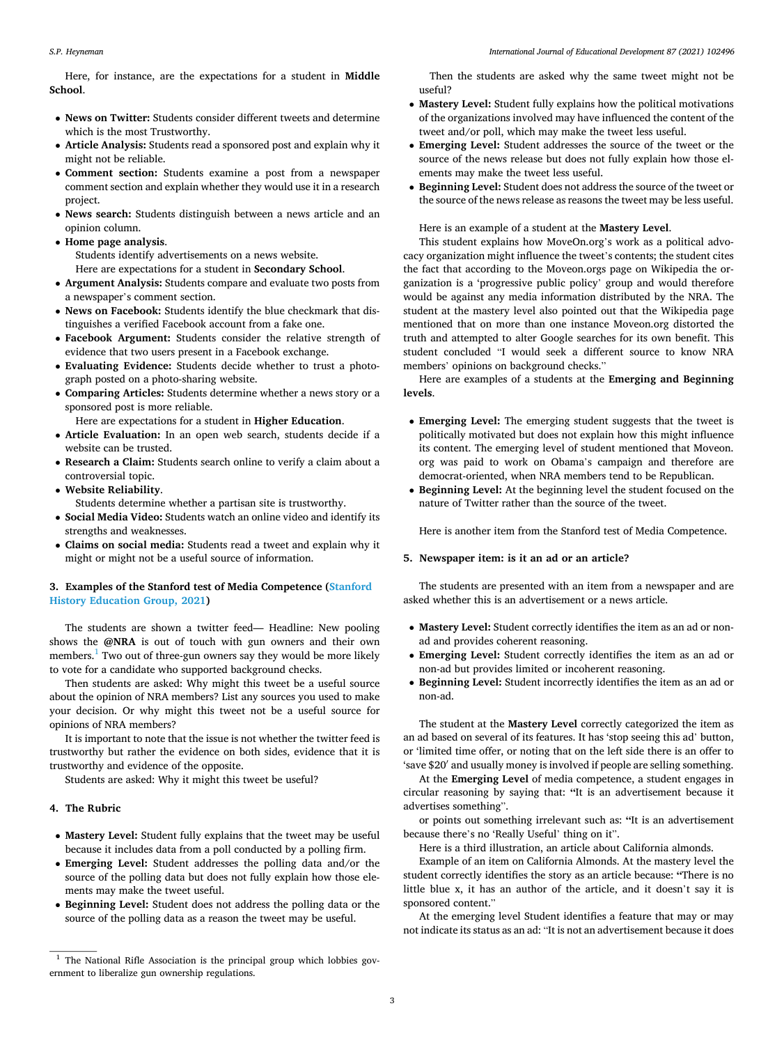Here, for instance, are the expectations for a student in **Middle School**.

- **News on Twitter:** Students consider different tweets and determine which is the most Trustworthy.
- **Article Analysis:** Students read a sponsored post and explain why it might not be reliable.
- **Comment section:** Students examine a post from a newspaper comment section and explain whether they would use it in a research project.
- **News search:** Students distinguish between a news article and an opinion column.
- **Home page analysis**.
  Students identify advertisements on a news website.
  Here are expectations for a student in **Secondary School**.
- **Argument Analysis:** Students compare and evaluate two posts from a newspaper's comment section.
- **News on Facebook:** Students identify the blue checkmark that distinguishes a verified Facebook account from a fake one.
- **Facebook Argument:** Students consider the relative strength of evidence that two users present in a Facebook exchange.
- **Evaluating Evidence:** Students decide whether to trust a photograph posted on a photo-sharing website.
- **Comparing Articles:** Students determine whether a news story or a sponsored post is more reliable.
  Here are expectations for a student in **Higher Education**.
- **Article Evaluation:** In an open web search, students decide if a website can be trusted.
- **Research a Claim:** Students search online to verify a claim about a controversial topic.
- **Website Reliability**.
  Students determine whether a partisan site is trustworthy.
- **Social Media Video:** Students watch an online video and identify its strengths and weaknesses.
- **Claims on social media:** Students read a tweet and explain why it might or might not be a useful source of information.

## 3. Examples of the Stanford test of Media Competence (Stanford History Education Group, 2021)

The students are shown a twitter feed— Headline: New pooling shows the **@NRA** is out of touch with gun owners and their own members.[1] Two out of three-gun owners say they would be more likely to vote for a candidate who supported background checks.

Then students are asked: Why might this tweet be a useful source about the opinion of NRA members? List any sources you used to make your decision. Or why might this tweet not be a useful source for opinions of NRA members?

It is important to note that the issue is not whether the twitter feed is trustworthy but rather the evidence on both sides, evidence that it is trustworthy and evidence of the opposite.

Students are asked: Why it might this tweet be useful?

## 4. The Rubric

- **Mastery Level:** Student fully explains that the tweet may be useful because it includes data from a poll conducted by a polling firm.
- **Emerging Level:** Student addresses the polling data and/or the source of the polling data but does not fully explain how those elements may make the tweet useful.
- **Beginning Level:** Student does not address the polling data or the source of the polling data as a reason the tweet may be useful.

Then the students are asked why the same tweet might not be useful?

- **Mastery Level:** Student fully explains how the political motivations of the organizations involved may have influenced the content of the tweet and/or poll, which may make the tweet less useful.
- **Emerging Level:** Student addresses the source of the tweet or the source of the news release but does not fully explain how those elements may make the tweet less useful.
- **Beginning Level:** Student does not address the source of the tweet or the source of the news release as reasons the tweet may be less useful.

Here is an example of a student at the **Mastery Level**.

This student explains how MoveOn.org's work as a political advocacy organization might influence the tweet's contents; the student cites the fact that according to the Moveon.orgs page on Wikipedia the organization is a 'progressive public policy' group and would therefore would be against any media information distributed by the NRA. The student at the mastery level also pointed out that the Wikipedia page mentioned that on more than one instance Moveon.org distorted the truth and attempted to alter Google searches for its own benefit. This student concluded "I would seek a different source to know NRA members' opinions on background checks."

Here are examples of a students at the **Emerging and Beginning levels**.

- **Emerging Level:** The emerging student suggests that the tweet is politically motivated but does not explain how this might influence its content. The emerging level of student mentioned that Moveon.org was paid to work on Obama's campaign and therefore are democrat-oriented, when NRA members tend to be Republican.
- **Beginning Level:** At the beginning level the student focused on the nature of Twitter rather than the source of the tweet.

Here is another item from the Stanford test of Media Competence.

## 5. Newspaper item: is it an ad or an article?

The students are presented with an item from a newspaper and are asked whether this is an advertisement or a news article.

- **Mastery Level:** Student correctly identifies the item as an ad or non-ad and provides coherent reasoning.
- **Emerging Level:** Student correctly identifies the item as an ad or non-ad but provides limited or incoherent reasoning.
- **Beginning Level:** Student incorrectly identifies the item as an ad or non-ad.

The student at the **Mastery Level** correctly categorized the item as an ad based on several of its features. It has 'stop seeing this ad' button, or 'limited time offer, or noting that on the left side there is an offer to 'save $20′ and usually money is involved if people are selling something.

At the **Emerging Level** of media competence, a student engages in circular reasoning by saying that: **"**It is an advertisement because it advertises something".

or points out something irrelevant such as: **"**It is an advertisement because there's no 'Really Useful' thing on it".

Here is a third illustration, an article about California almonds.

Example of an item on California Almonds. At the mastery level the student correctly identifies the story as an article because: **"**There is no little blue x, it has an author of the article, and it doesn't say it is sponsored content."

At the emerging level Student identifies a feature that may or may not indicate its status as an ad: "It is not an advertisement because it does

[1] The National Rifle Association is the principal group which lobbies government to liberalize gun ownership regulations.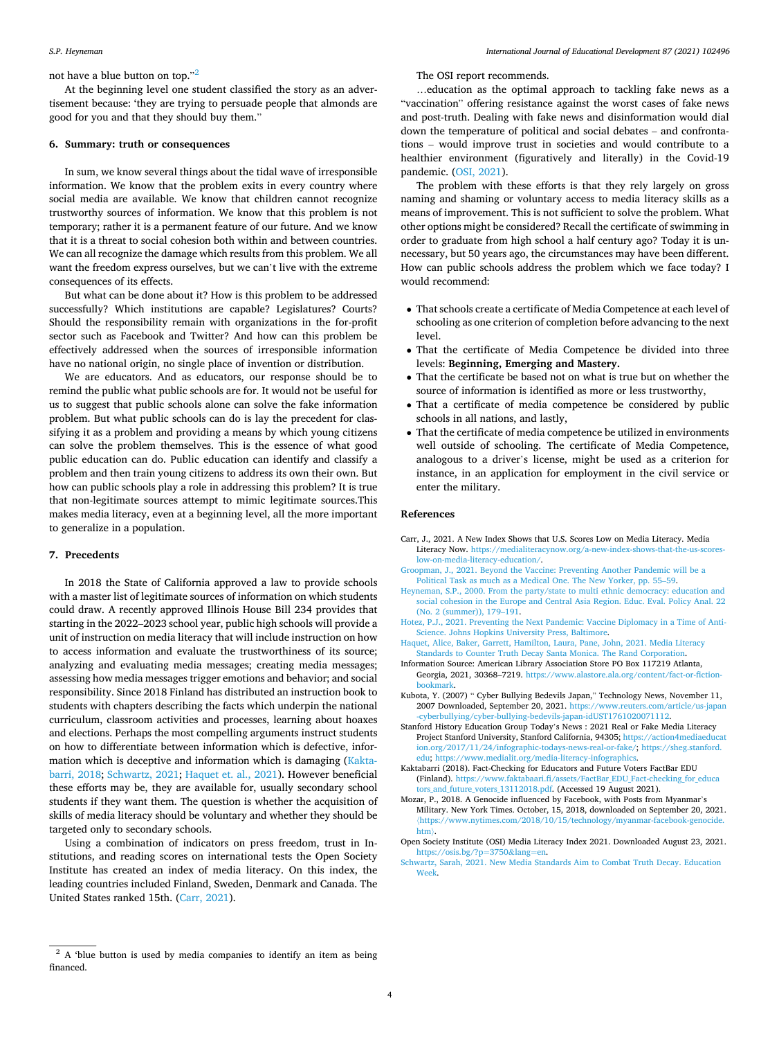not have a blue button on top."[2]

At the beginning level one student classified the story as an advertisement because: 'they are trying to persuade people that almonds are good for you and that they should buy them."

## 6. Summary: truth or consequences

In sum, we know several things about the tidal wave of irresponsible information. We know that the problem exits in every country where social media are available. We know that children cannot recognize trustworthy sources of information. We know that this problem is not temporary; rather it is a permanent feature of our future. And we know that it is a threat to social cohesion both within and between countries. We can all recognize the damage which results from this problem. We all want the freedom express ourselves, but we can't live with the extreme consequences of its effects.

But what can be done about it? How is this problem to be addressed successfully? Which institutions are capable? Legislatures? Courts? Should the responsibility remain with organizations in the for-profit sector such as Facebook and Twitter? And how can this problem be effectively addressed when the sources of irresponsible information have no national origin, no single place of invention or distribution.

We are educators. And as educators, our response should be to remind the public what public schools are for. It would not be useful for us to suggest that public schools alone can solve the fake information problem. But what public schools can do is lay the precedent for classifying it as a problem and providing a means by which young citizens can solve the problem themselves. This is the essence of what good public education can do. Public education can identify and classify a problem and then train young citizens to address its own their own. But how can public schools play a role in addressing this problem? It is true that non-legitimate sources attempt to mimic legitimate sources.This makes media literacy, even at a beginning level, all the more important to generalize in a population.

## 7. Precedents

In 2018 the State of California approved a law to provide schools with a master list of legitimate sources of information on which students could draw. A recently approved Illinois House Bill 234 provides that starting in the 2022–2023 school year, public high schools will provide a unit of instruction on media literacy that will include instruction on how to access information and evaluate the trustworthiness of its source; analyzing and evaluating media messages; creating media messages; assessing how media messages trigger emotions and behavior; and social responsibility. Since 2018 Finland has distributed an instruction book to students with chapters describing the facts which underpin the national curriculum, classroom activities and processes, learning about hoaxes and elections. Perhaps the most compelling arguments instruct students on how to differentiate between information which is defective, information which is deceptive and information which is damaging (Kaktabarri, 2018; Schwartz, 2021; Haquet et. al., 2021). However beneficial these efforts may be, they are available for, usually secondary school students if they want them. The question is whether the acquisition of skills of media literacy should be voluntary and whether they should be targeted only to secondary schools.

Using a combination of indicators on press freedom, trust in Institutions, and reading scores on international tests the Open Society Institute has created an index of media literacy. On this index, the leading countries included Finland, Sweden, Denmark and Canada. The United States ranked 15th. (Carr, 2021).

The OSI report recommends.

…education as the optimal approach to tackling fake news as a "vaccination" offering resistance against the worst cases of fake news and post-truth. Dealing with fake news and disinformation would dial down the temperature of political and social debates – and confrontations – would improve trust in societies and would contribute to a healthier environment (figuratively and literally) in the Covid-19 pandemic. (OSI, 2021).

The problem with these efforts is that they rely largely on gross naming and shaming or voluntary access to media literacy skills as a means of improvement. This is not sufficient to solve the problem. What other options might be considered? Recall the certificate of swimming in order to graduate from high school a half century ago? Today it is unnecessary, but 50 years ago, the circumstances may have been different. How can public schools address the problem which we face today? I would recommend:

- That schools create a certificate of Media Competence at each level of schooling as one criterion of completion before advancing to the next level.
- That the certificate of Media Competence be divided into three levels: **Beginning, Emerging and Mastery.**
- That the certificate be based not on what is true but on whether the source of information is identified as more or less trustworthy,
- That a certificate of media competence be considered by public schools in all nations, and lastly,
- That the certificate of media competence be utilized in environments well outside of schooling. The certificate of Media Competence, analogous to a driver's license, might be used as a criterion for instance, in an application for employment in the civil service or enter the military.

## References

Carr, J., 2021. A New Index Shows that U.S. Scores Low on Media Literacy. Media Literacy Now. https://medialiteracynow.org/a-new-index-shows-that-the-us-scores-low-on-media-literacy-education/.

Groopman, J., 2021. Beyond the Vaccine: Preventing Another Pandemic will be a Political Task as much as a Medical One. The New Yorker, pp. 55–59.

Heyneman, S.P., 2000. From the party/state to multi ethnic democracy: education and social cohesion in the Europe and Central Asia Region. Educ. Eval. Policy Anal. 22 (No. 2 (summer)), 179–191.

Hotez, P.J., 2021. Preventing the Next Pandemic: Vaccine Diplomacy in a Time of Anti-Science. Johns Hopkins University Press, Baltimore.

Haquet, Alice, Baker, Garrett, Hamilton, Laura, Pane, John, 2021. Media Literacy Standards to Counter Truth Decay Santa Monica. The Rand Corporation.

Information Source: American Library Association Store PO Box 117219 Atlanta, Georgia, 2021, 30368–7219. https://www.alastore.ala.org/content/fact-or-fiction-bookmark.

Kubota, Y. (2007) " Cyber Bullying Bedevils Japan," Technology News, November 11, 2007 Downloaded, September 20, 2021. https://www.reuters.com/article/us-japan-cyberbullying/cyber-bullying-bedevils-japan-idUST1761020071112.

Stanford History Education Group Today's News : 2021 Real or Fake Media Literacy Project Stanford University, Stanford California, 94305; https://action4mediaeducation.org/2017/11/24/infographic-todays-news-real-or-fake/; https://sheg.stanford.edu; https://www.medialit.org/media-literacy-infographics.

Kaktabarri (2018). Fact-Checking for Educators and Future Voters FactBar EDU (Finland). https://www.faktabaari.fi/assets/FactBar_EDU_Fact-checking_for_educators_and_future_voters_13112018.pdf. (Accessed 19 August 2021).

Mozar, P., 2018. A Genocide influenced by Facebook, with Posts from Myanmar's Military. New York Times. October, 15, 2018, downloaded on September 20, 2021. ⟨https://www.nytimes.com/2018/10/15/technology/myanmar-facebook-genocide.htm⟩.

Open Society Institute (OSI) Media Literacy Index 2021. Downloaded August 23, 2021. https://osis.bg/?p=3750&lang=en.

Schwartz, Sarah, 2021. New Media Standards Aim to Combat Truth Decay. Education Week.

[2] A 'blue button is used by media companies to identify an item as being financed.